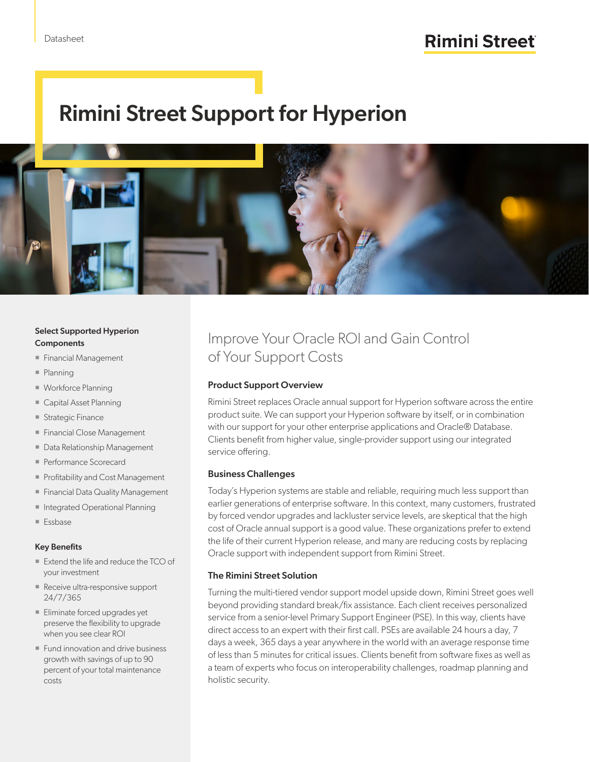Datasheet

# Rimini Street Support for Hyperion

### Select Supported Hyperion Components

- Financial Management
- Planning
- Workforce Planning
- Capital Asset Planning
- Strategic Finance
- Financial Close Management
- Data Relationship Management
- Performance Scorecard
- Profitability and Cost Management
- Financial Data Quality Management
- Integrated Operational Planning
- Essbase

### Key Benefits

- Extend the life and reduce the TCO of your investment
- Receive ultra-responsive support 24/7/365
- Eliminate forced upgrades yet preserve the flexibility to upgrade when you see clear ROI
- Fund innovation and drive business growth with savings of up to 90 percent of your total maintenance costs

## Improve Your Oracle ROI and Gain Control of Your Support Costs

### Product Support Overview

Rimini Street replaces Oracle annual support for Hyperion software across the entire product suite. We can support your Hyperion software by itself, or in combination with our support for your other enterprise applications and Oracle® Database. Clients benefit from higher value, single-provider support using our integrated service offering.

### Business Challenges

Today's Hyperion systems are stable and reliable, requiring much less support than earlier generations of enterprise software. In this context, many customers, frustrated by forced vendor upgrades and lackluster service levels, are skeptical that the high cost of Oracle annual support is a good value. These organizations prefer to extend the life of their current Hyperion release, and many are reducing costs by replacing Oracle support with independent support from Rimini Street.

### The Rimini Street Solution

Turning the multi-tiered vendor support model upside down, Rimini Street goes well beyond providing standard break/fix assistance. Each client receives personalized service from a senior-level Primary Support Engineer (PSE). In this way, clients have direct access to an expert with their first call. PSEs are available 24 hours a day, 7 days a week, 365 days a year anywhere in the world with an average response time of less than 5 minutes for critical issues. Clients benefit from software fixes as well as a team of experts who focus on interoperability challenges, roadmap planning and holistic security.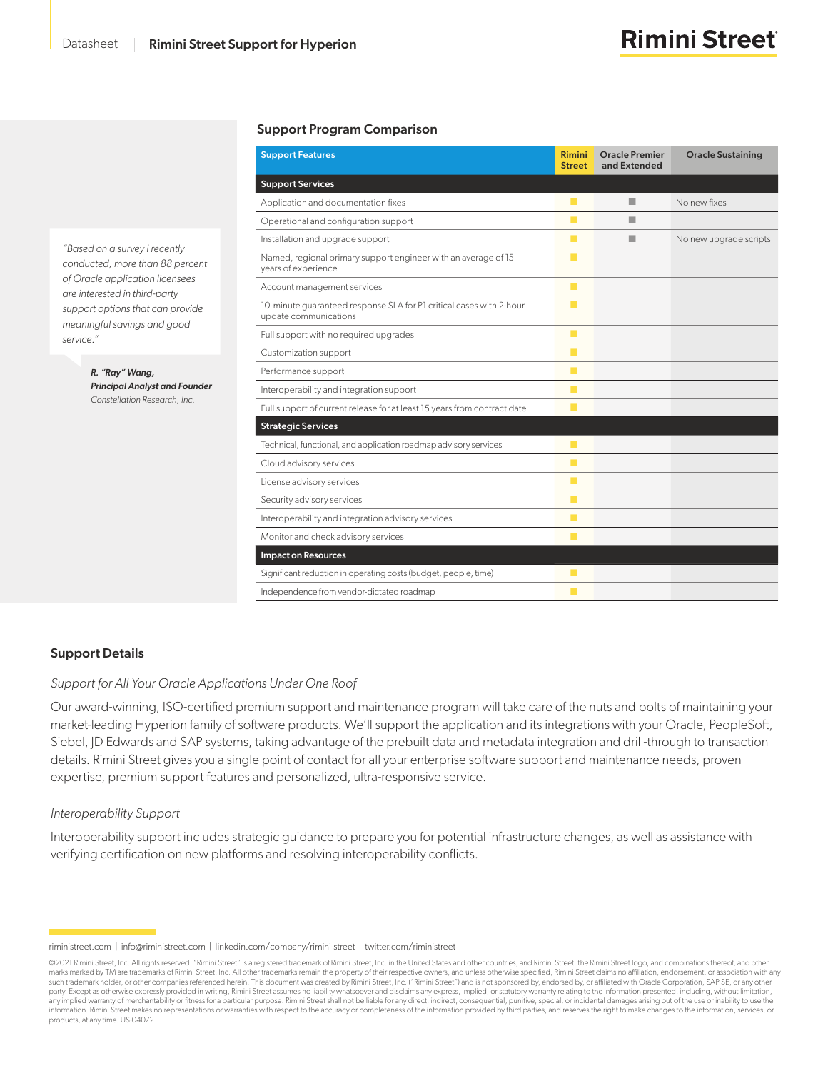## Support Program Comparison

| Support Features | Rimini Street | Oracle Premier and Extended | Oracle Sustaining |
|---|---|---|---|
| **Support Services** | | | |
| Application and documentation fixes | ■ | ■ | No new fixes |
| Operational and configuration support | ■ | ■ | |
| Installation and upgrade support | ■ | ■ | No new upgrade scripts |
| Named, regional primary support engineer with an average of 15 years of experience | ■ | | |
| Account management services | ■ | | |
| 10-minute guaranteed response SLA for P1 critical cases with 2-hour update communications | ■ | | |
| Full support with no required upgrades | ■ | | |
| Customization support | ■ | | |
| Performance support | ■ | | |
| Interoperability and integration support | ■ | | |
| Full support of current release for at least 15 years from contract date | ■ | | |
| **Strategic Services** | | | |
| Technical, functional, and application roadmap advisory services | ■ | | |
| Cloud advisory services | ■ | | |
| License advisory services | ■ | | |
| Security advisory services | ■ | | |
| Interoperability and integration advisory services | ■ | | |
| Monitor and check advisory services | ■ | | |
| **Impact on Resources** | | | |
| Significant reduction in operating costs (budget, people, time) | ■ | | |
| Independence from vendor-dictated roadmap | ■ | | |

*"Based on a survey I recently conducted, more than 88 percent of Oracle application licensees are interested in third-party support options that can provide meaningful savings and good service."*

***R. "Ray" Wang, Principal Analyst and Founder***
*Constellation Research, Inc.*

## Support Details

*Support for All Your Oracle Applications Under One Roof*

Our award-winning, ISO-certified premium support and maintenance program will take care of the nuts and bolts of maintaining your market-leading Hyperion family of software products. We'll support the application and its integrations with your Oracle, PeopleSoft, Siebel, JD Edwards and SAP systems, taking advantage of the prebuilt data and metadata integration and drill-through to transaction details. Rimini Street gives you a single point of contact for all your enterprise software support and maintenance needs, proven expertise, premium support features and personalized, ultra-responsive service.

*Interoperability Support*

Interoperability support includes strategic guidance to prepare you for potential infrastructure changes, as well as assistance with verifying certification on new platforms and resolving interoperability conflicts.

riministreet.com | info@riministreet.com | linkedin.com/company/rimini-street | twitter.com/riministreet

©2021 Rimini Street, Inc. All rights reserved. "Rimini Street" is a registered trademark of Rimini Street, Inc. in the United States and other countries, and Rimini Street, the Rimini Street logo, and combinations thereof, and other marks marked by TM are trademarks of Rimini Street, Inc. All other trademarks remain the property of their respective owners, and unless otherwise specified, Rimini Street claims no affiliation, endorsement, or association with any such trademark holder, or other companies referenced herein. This document was created by Rimini Street, Inc. ("Rimini Street") and is not sponsored by, endorsed by, or affiliated with Oracle Corporation, SAP SE, or any other party. Except as otherwise expressly provided in writing, Rimini Street assumes no liability whatsoever and disclaims any express, implied, or statutory warranty relating to the information presented, including, without limitation, any implied warranty of merchantability or fitness for a particular purpose. Rimini Street shall not be liable for any direct, indirect, consequential, punitive, special, or incidental damages arising out of the use or inability to use the information. Rimini Street makes no representations or warranties with respect to the accuracy or completeness of the information provided by third parties, and reserves the right to make changes to the information, services, or products, at any time. US-040721